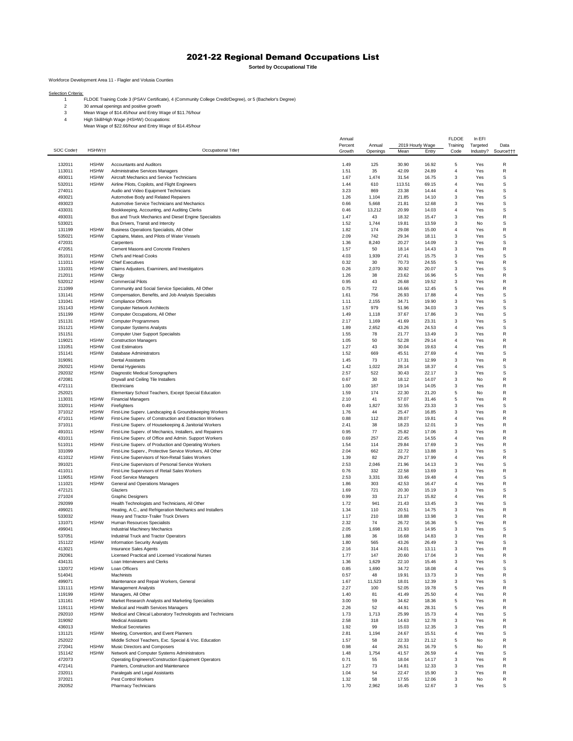# 2021-22 Regional Demand Occupations List

**Sorted by Occupational Title**

Workforce Development Area 11 - Flagler and Volusia Counties

Selection Criteria:

1. FLDOE Training Code 3 (PSAV Certificate), 4 (Community College Credit/Degree), or 5 (Bachelor's Degree)
2. 30 annual openings and positive growth
3. Mean Wage of $14.45/hour and Entry Wage of $11.76/hour
4. High Skill/High Wage (HSHW) Occupations:
   Mean Wage of $22.66/hour and Entry Wage of $14.45/hour

| SOC Code† | HSHW†† | Occupational Title† | Annual Percent Growth | Annual Openings | 2019 Hourly Wage | | FLDOE Training Code | In EFI Targeted Industry? | Data Source††† |
|---|---|---|---|---|---|---|---|---|---|
| | | | | | Mean | Entry | | | |
| 132011 | HSHW | Accountants and Auditors | 1.49 | 125 | 30.90 | 16.92 | 5 | Yes | R |
| 113011 | HSHW | Administrative Services Managers | 1.51 | 35 | 42.09 | 24.89 | 4 | Yes | R |
| 493011 | HSHW | Aircraft Mechanics and Service Technicians | 1.67 | 1,474 | 31.54 | 16.75 | 3 | Yes | S |
| 532011 | HSHW | Airline Pilots, Copilots, and Flight Engineers | 1.44 | 610 | 113.51 | 69.15 | 4 | Yes | S |
| 274011 | | Audio and Video Equipment Technicians | 3.23 | 869 | 23.38 | 14.44 | 4 | Yes | S |
| 493021 | | Automotive Body and Related Repairers | 1.26 | 1,104 | 21.85 | 14.10 | 3 | Yes | S |
| 493023 | | Automotive Service Technicians and Mechanics | 0.66 | 5,668 | 21.81 | 12.68 | 3 | Yes | S |
| 433031 | | Bookkeeping, Accounting, and Auditing Clerks | 0.46 | 13,212 | 20.99 | 14.03 | 4 | Yes | S |
| 493031 | | Bus and Truck Mechanics and Diesel Engine Specialists | 1.47 | 43 | 18.32 | 15.47 | 3 | Yes | R |
| 533021 | | Bus Drivers, Transit and Intercity | 1.52 | 1,744 | 19.81 | 13.59 | 3 | No | S |
| 131199 | HSHW | Business Operations Specialists, All Other | 1.82 | 174 | 29.08 | 15.00 | 4 | Yes | R |
| 535021 | HSHW | Captains, Mates, and Pilots of Water Vessels | 2.09 | 742 | 29.34 | 18.11 | 3 | Yes | S |
| 472031 | | Carpenters | 1.36 | 8,240 | 20.27 | 14.09 | 3 | Yes | S |
| 472051 | | Cement Masons and Concrete Finishers | 1.57 | 50 | 18.14 | 14.43 | 3 | Yes | R |
| 351011 | HSHW | Chefs and Head Cooks | 4.03 | 1,939 | 27.41 | 15.75 | 3 | Yes | S |
| 111011 | HSHW | Chief Executives | 0.32 | 30 | 70.73 | 24.55 | 5 | Yes | R |
| 131031 | HSHW | Claims Adjusters, Examiners, and Investigators | 0.26 | 2,070 | 30.92 | 20.07 | 3 | Yes | S |
| 212011 | HSHW | Clergy | 1.26 | 38 | 23.62 | 16.96 | 5 | Yes | R |
| 532012 | HSHW | Commercial Pilots | 0.95 | 43 | 26.68 | 19.52 | 3 | Yes | R |
| 211099 | | Community and Social Service Specialists, All Other | 0.75 | 72 | 16.66 | 12.45 | 5 | Yes | R |
| 131141 | HSHW | Compensation, Benefits, and Job Analysis Specialists | 1.61 | 756 | 26.93 | 17.88 | 4 | Yes | S |
| 131041 | HSHW | Compliance Officers | 1.11 | 2,155 | 34.71 | 19.90 | 3 | Yes | S |
| 151143 | HSHW | Computer Network Architects | 1.57 | 979 | 51.96 | 34.03 | 3 | Yes | S |
| 151199 | HSHW | Computer Occupations, All Other | 1.49 | 1,118 | 37.67 | 17.86 | 3 | Yes | S |
| 151131 | HSHW | Computer Programmers | 2.17 | 1,169 | 41.69 | 23.31 | 3 | Yes | S |
| 151121 | HSHW | Computer Systems Analysts | 1.89 | 2,652 | 43.26 | 24.53 | 4 | Yes | S |
| 151151 | | Computer User Support Specialists | 1.55 | 78 | 21.77 | 13.49 | 3 | Yes | R |
| 119021 | HSHW | Construction Managers | 1.05 | 50 | 52.28 | 29.14 | 4 | Yes | R |
| 131051 | HSHW | Cost Estimators | 1.27 | 43 | 30.04 | 19.63 | 4 | Yes | R |
| 151141 | HSHW | Database Administrators | 1.52 | 669 | 45.51 | 27.69 | 4 | Yes | S |
| 319091 | | Dental Assistants | 1.45 | 73 | 17.31 | 12.99 | 3 | Yes | R |
| 292021 | HSHW | Dental Hygienists | 1.42 | 1,022 | 28.14 | 18.37 | 4 | Yes | S |
| 292032 | HSHW | Diagnostic Medical Sonographers | 2.57 | 522 | 30.43 | 22.17 | 3 | Yes | S |
| 472081 | | Drywall and Ceiling Tile Installers | 0.67 | 30 | 18.12 | 14.07 | 3 | No | R |
| 472111 | | Electricians | 1.00 | 187 | 19.14 | 14.05 | 3 | Yes | R |
| 252021 | | Elementary School Teachers, Except Special Education | 1.59 | 174 | 22.30 | 21.20 | 5 | No | R |
| 113031 | HSHW | Financial Managers | 2.10 | 41 | 57.07 | 31.46 | 5 | Yes | R |
| 332011 | HSHW | Firefighters | 0.49 | 1,827 | 32.55 | 23.33 | 3 | Yes | S |
| 371012 | HSHW | First-Line Superv. Landscaping & Groundskeeping Workers | 1.76 | 44 | 25.47 | 16.85 | 3 | Yes | R |
| 471011 | HSHW | First-Line Superv. of Construction and Extraction Workers | 0.88 | 112 | 28.07 | 19.81 | 4 | Yes | R |
| 371011 | | First-Line Superv. of Housekeeping & Janitorial Workers | 2.41 | 38 | 18.23 | 12.01 | 3 | Yes | R |
| 491011 | HSHW | First-Line Superv. of Mechanics, Installers, and Repairers | 0.95 | 77 | 25.82 | 17.06 | 3 | Yes | R |
| 431011 | | First-Line Superv. of Office and Admin. Support Workers | 0.69 | 257 | 22.45 | 14.55 | 4 | Yes | R |
| 511011 | HSHW | First-Line Superv. of Production and Operating Workers | 1.54 | 114 | 29.84 | 17.69 | 3 | Yes | R |
| 331099 | | First-Line Superv., Protective Service Workers, All Other | 2.04 | 662 | 22.72 | 13.88 | 3 | Yes | S |
| 411012 | HSHW | First-Line Supervisors of Non-Retail Sales Workers | 1.39 | 82 | 29.27 | 17.99 | 4 | Yes | R |
| 391021 | | First-Line Supervisors of Personal Service Workers | 2.53 | 2,046 | 21.96 | 14.13 | 3 | Yes | S |
| 411011 | | First-Line Supervisors of Retail Sales Workers | 0.76 | 332 | 22.58 | 13.69 | 3 | Yes | R |
| 119051 | HSHW | Food Service Managers | 2.53 | 3,331 | 33.46 | 19.48 | 4 | Yes | S |
| 111021 | HSHW | General and Operations Managers | 1.86 | 303 | 42.53 | 16.47 | 4 | Yes | R |
| 472121 | | Glaziers | 1.69 | 721 | 20.30 | 15.19 | 3 | Yes | S |
| 271024 | | Graphic Designers | 0.99 | 33 | 21.17 | 15.82 | 4 | Yes | R |
| 292099 | | Health Technologists and Technicians, All Other | 1.72 | 941 | 21.43 | 13.45 | 3 | Yes | S |
| 499021 | | Heating, A.C., and Refrigeration Mechanics and Installers | 1.34 | 110 | 20.51 | 14.75 | 3 | Yes | R |
| 533032 | | Heavy and Tractor-Trailer Truck Drivers | 1.17 | 210 | 18.88 | 13.98 | 3 | Yes | R |
| 131071 | HSHW | Human Resources Specialists | 2.32 | 74 | 26.72 | 16.36 | 5 | Yes | R |
| 499041 | | Industrial Machinery Mechanics | 2.05 | 1,698 | 21.93 | 14.95 | 3 | Yes | S |
| 537051 | | Industrial Truck and Tractor Operators | 1.88 | 36 | 16.68 | 14.83 | 3 | Yes | R |
| 151122 | HSHW | Information Security Analysts | 1.80 | 565 | 43.26 | 26.49 | 3 | Yes | S |
| 413021 | | Insurance Sales Agents | 2.16 | 314 | 24.01 | 13.11 | 3 | Yes | R |
| 292061 | | Licensed Practical and Licensed Vocational Nurses | 1.77 | 147 | 20.60 | 17.04 | 3 | Yes | R |
| 434131 | | Loan Interviewers and Clerks | 1.36 | 1,629 | 22.10 | 15.46 | 3 | Yes | S |
| 132072 | HSHW | Loan Officers | 0.85 | 1,690 | 34.72 | 18.08 | 4 | Yes | S |
| 514041 | | Machinists | 0.57 | 48 | 19.91 | 13.73 | 3 | Yes | R |
| 499071 | | Maintenance and Repair Workers, General | 1.67 | 11,523 | 18.01 | 12.39 | 3 | Yes | S |
| 131111 | HSHW | Management Analysts | 2.27 | 100 | 52.05 | 19.78 | 5 | Yes | R |
| 119199 | HSHW | Managers, All Other | 1.40 | 81 | 41.49 | 25.50 | 4 | Yes | R |
| 131161 | HSHW | Market Research Analysts and Marketing Specialists | 3.00 | 59 | 34.62 | 18.36 | 5 | Yes | R |
| 119111 | HSHW | Medical and Health Services Managers | 2.26 | 52 | 44.91 | 28.31 | 5 | Yes | R |
| 292010 | HSHW | Medical and Clinical Laboratory Technologists and Technicians | 1.73 | 1,713 | 25.99 | 15.73 | 4 | Yes | S |
| 319092 | | Medical Assistants | 2.58 | 318 | 14.63 | 12.78 | 3 | Yes | R |
| 436013 | | Medical Secretaries | 1.92 | 99 | 15.03 | 12.35 | 3 | Yes | R |
| 131121 | HSHW | Meeting, Convention, and Event Planners | 2.81 | 1,194 | 24.67 | 15.51 | 4 | Yes | S |
| 252022 | | Middle School Teachers, Exc. Special & Voc. Education | 1.57 | 58 | 22.33 | 21.12 | 5 | No | R |
| 272041 | HSHW | Music Directors and Composers | 0.98 | 44 | 26.51 | 16.79 | 5 | No | R |
| 151142 | HSHW | Network and Computer Systems Administrators | 1.48 | 1,754 | 41.57 | 26.59 | 4 | Yes | S |
| 472073 | | Operating Engineers/Construction Equipment Operators | 0.71 | 55 | 18.04 | 14.17 | 3 | Yes | R |
| 472141 | | Painters, Construction and Maintenance | 1.27 | 73 | 14.81 | 12.33 | 3 | Yes | R |
| 232011 | | Paralegals and Legal Assistants | 1.04 | 54 | 22.47 | 15.90 | 3 | Yes | R |
| 372021 | | Pest Control Workers | 1.32 | 58 | 17.55 | 12.06 | 3 | No | R |
| 292052 | | Pharmacy Technicians | 1.70 | 2,962 | 16.45 | 12.67 | 3 | Yes | S |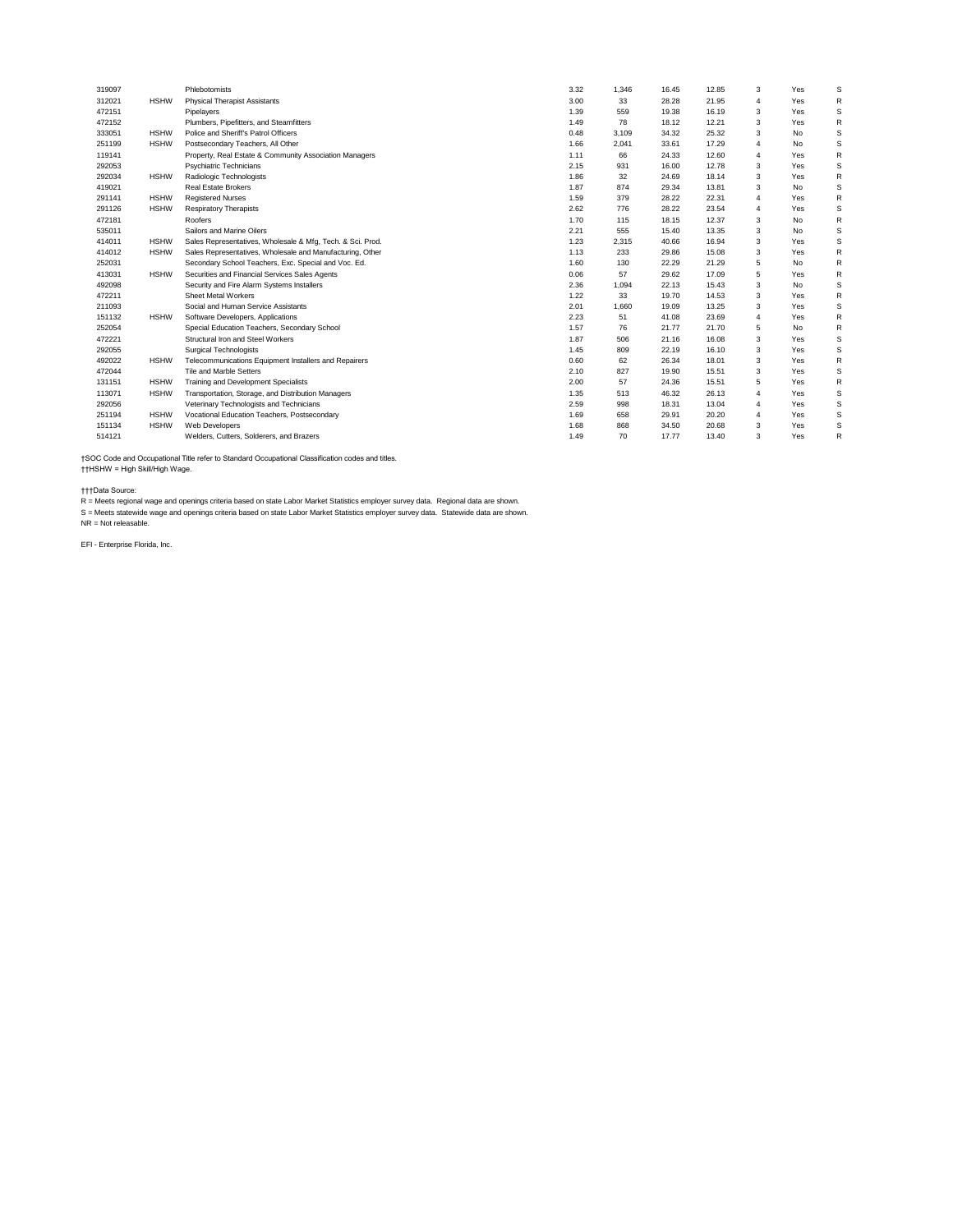| | | | | | | | | | |
|---|---|---|---|---|---|---|---|---|---|
| 319097 | | Phlebotomists | 3.32 | 1,346 | 16.45 | 12.85 | 3 | Yes | S |
| 312021 | HSHW | Physical Therapist Assistants | 3.00 | 33 | 28.28 | 21.95 | 4 | Yes | R |
| 472151 | | Pipelayers | 1.39 | 559 | 19.38 | 16.19 | 3 | Yes | S |
| 472152 | | Plumbers, Pipefitters, and Steamfitters | 1.49 | 78 | 18.12 | 12.21 | 3 | Yes | R |
| 333051 | HSHW | Police and Sheriff's Patrol Officers | 0.48 | 3,109 | 34.32 | 25.32 | 3 | No | S |
| 251199 | HSHW | Postsecondary Teachers, All Other | 1.66 | 2,041 | 33.61 | 17.29 | 4 | No | S |
| 119141 | | Property, Real Estate & Community Association Managers | 1.11 | 66 | 24.33 | 12.60 | 4 | Yes | R |
| 292053 | | Psychiatric Technicians | 2.15 | 931 | 16.00 | 12.78 | 3 | Yes | S |
| 292034 | HSHW | Radiologic Technologists | 1.86 | 32 | 24.69 | 18.14 | 3 | Yes | R |
| 419021 | | Real Estate Brokers | 1.87 | 874 | 29.34 | 13.81 | 3 | No | S |
| 291141 | HSHW | Registered Nurses | 1.59 | 379 | 28.22 | 22.31 | 4 | Yes | R |
| 291126 | HSHW | Respiratory Therapists | 2.62 | 776 | 28.22 | 23.54 | 4 | Yes | S |
| 472181 | | Roofers | 1.70 | 115 | 18.15 | 12.37 | 3 | No | R |
| 535011 | | Sailors and Marine Oilers | 2.21 | 555 | 15.40 | 13.35 | 3 | No | S |
| 414011 | HSHW | Sales Representatives, Wholesale & Mfg, Tech. & Sci. Prod. | 1.23 | 2,315 | 40.66 | 16.94 | 3 | Yes | S |
| 414012 | HSHW | Sales Representatives, Wholesale and Manufacturing, Other | 1.13 | 233 | 29.86 | 15.08 | 3 | Yes | R |
| 252031 | | Secondary School Teachers, Exc. Special and Voc. Ed. | 1.60 | 130 | 22.29 | 21.29 | 5 | No | R |
| 413031 | HSHW | Securities and Financial Services Sales Agents | 0.06 | 57 | 29.62 | 17.09 | 5 | Yes | R |
| 492098 | | Security and Fire Alarm Systems Installers | 2.36 | 1,094 | 22.13 | 15.43 | 3 | No | S |
| 472211 | | Sheet Metal Workers | 1.22 | 33 | 19.70 | 14.53 | 3 | Yes | R |
| 211093 | | Social and Human Service Assistants | 2.01 | 1,660 | 19.09 | 13.25 | 3 | Yes | S |
| 151132 | HSHW | Software Developers, Applications | 2.23 | 51 | 41.08 | 23.69 | 4 | Yes | R |
| 252054 | | Special Education Teachers, Secondary School | 1.57 | 76 | 21.77 | 21.70 | 5 | No | R |
| 472221 | | Structural Iron and Steel Workers | 1.87 | 506 | 21.16 | 16.08 | 3 | Yes | S |
| 292055 | | Surgical Technologists | 1.45 | 809 | 22.19 | 16.10 | 3 | Yes | S |
| 492022 | HSHW | Telecommunications Equipment Installers and Repairers | 0.60 | 62 | 26.34 | 18.01 | 3 | Yes | R |
| 472044 | | Tile and Marble Setters | 2.10 | 827 | 19.90 | 15.51 | 3 | Yes | S |
| 131151 | HSHW | Training and Development Specialists | 2.00 | 57 | 24.36 | 15.51 | 5 | Yes | R |
| 113071 | HSHW | Transportation, Storage, and Distribution Managers | 1.35 | 513 | 46.32 | 26.13 | 4 | Yes | S |
| 292056 | | Veterinary Technologists and Technicians | 2.59 | 998 | 18.31 | 13.04 | 4 | Yes | S |
| 251194 | HSHW | Vocational Education Teachers, Postsecondary | 1.69 | 658 | 29.91 | 20.20 | 4 | Yes | S |
| 151134 | HSHW | Web Developers | 1.68 | 868 | 34.50 | 20.68 | 3 | Yes | S |
| 514121 | | Welders, Cutters, Solderers, and Brazers | 1.49 | 70 | 17.77 | 13.40 | 3 | Yes | R |

†SOC Code and Occupational Title refer to Standard Occupational Classification codes and titles.
††HSHW = High Skill/High Wage.

†††Data Source:
R = Meets regional wage and openings criteria based on state Labor Market Statistics employer survey data. Regional data are shown.
S = Meets statewide wage and openings criteria based on state Labor Market Statistics employer survey data. Statewide data are shown.
NR = Not releasable.

EFI - Enterprise Florida, Inc.